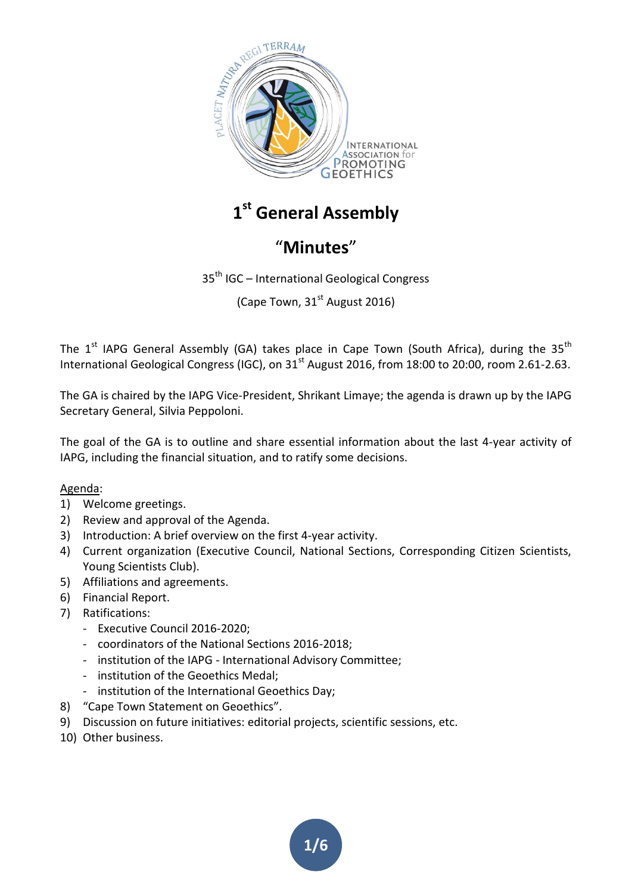# 1st General Assembly

## "Minutes"

35th IGC – International Geological Congress

(Cape Town, 31st August 2016)

The 1st IAPG General Assembly (GA) takes place in Cape Town (South Africa), during the 35th International Geological Congress (IGC), on 31st August 2016, from 18:00 to 20:00, room 2.61-2.63.

The GA is chaired by the IAPG Vice-President, Shrikant Limaye; the agenda is drawn up by the IAPG Secretary General, Silvia Peppoloni.

The goal of the GA is to outline and share essential information about the last 4-year activity of IAPG, including the financial situation, and to ratify some decisions.

Agenda:

1) Welcome greetings.
2) Review and approval of the Agenda.
3) Introduction: A brief overview on the first 4-year activity.
4) Current organization (Executive Council, National Sections, Corresponding Citizen Scientists, Young Scientists Club).
5) Affiliations and agreements.
6) Financial Report.
7) Ratifications:
   - Executive Council 2016-2020;
   - coordinators of the National Sections 2016-2018;
   - institution of the IAPG - International Advisory Committee;
   - institution of the Geoethics Medal;
   - institution of the International Geoethics Day;
8) "Cape Town Statement on Geoethics".
9) Discussion on future initiatives: editorial projects, scientific sessions, etc.
10) Other business.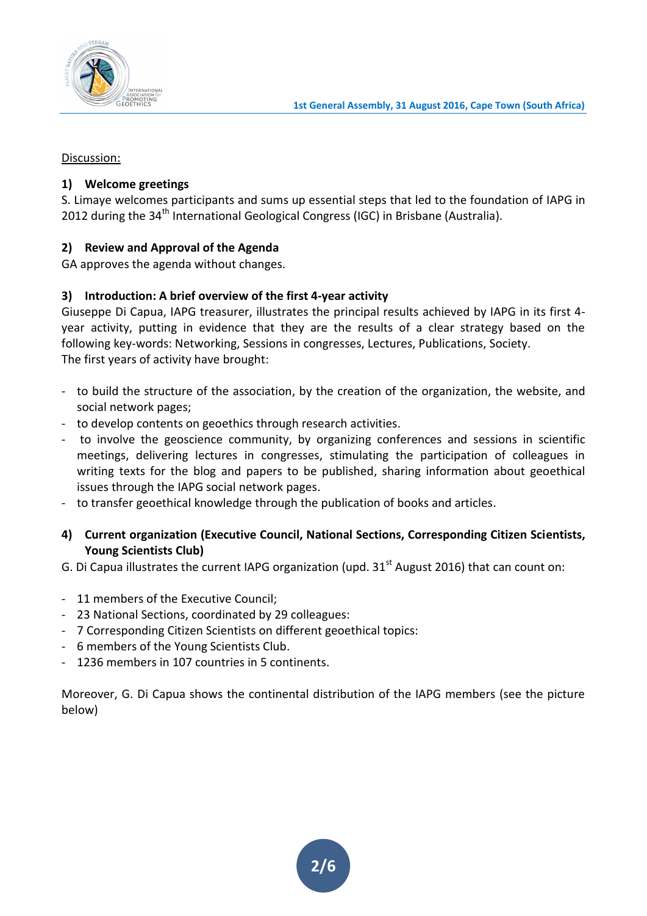Discussion:

**1) Welcome greetings**

S. Limaye welcomes participants and sums up essential steps that led to the foundation of IAPG in 2012 during the 34th International Geological Congress (IGC) in Brisbane (Australia).

**2) Review and Approval of the Agenda**

GA approves the agenda without changes.

**3) Introduction: A brief overview of the first 4-year activity**

Giuseppe Di Capua, IAPG treasurer, illustrates the principal results achieved by IAPG in its first 4-year activity, putting in evidence that they are the results of a clear strategy based on the following key-words: Networking, Sessions in congresses, Lectures, Publications, Society.
The first years of activity have brought:

- to build the structure of the association, by the creation of the organization, the website, and social network pages;
- to develop contents on geoethics through research activities.
- to involve the geoscience community, by organizing conferences and sessions in scientific meetings, delivering lectures in congresses, stimulating the participation of colleagues in writing texts for the blog and papers to be published, sharing information about geoethical issues through the IAPG social network pages.
- to transfer geoethical knowledge through the publication of books and articles.

**4) Current organization (Executive Council, National Sections, Corresponding Citizen Scientists, Young Scientists Club)**

G. Di Capua illustrates the current IAPG organization (upd. 31st August 2016) that can count on:

- 11 members of the Executive Council;
- 23 National Sections, coordinated by 29 colleagues:
- 7 Corresponding Citizen Scientists on different geoethical topics:
- 6 members of the Young Scientists Club.
- 1236 members in 107 countries in 5 continents.

Moreover, G. Di Capua shows the continental distribution of the IAPG members (see the picture below)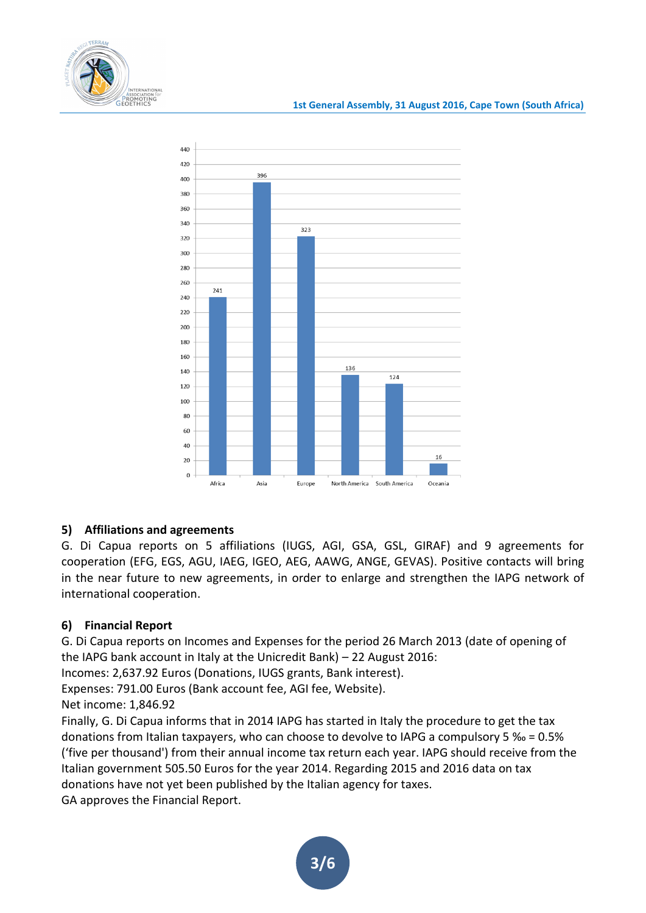| Africa | Asia | Europe | North America | South America | Oceania |
|---|---|---|---|---|---|
| 241 | 396 | 323 | 136 | 124 | 16 |

## 5) Affiliations and agreements

G. Di Capua reports on 5 affiliations (IUGS, AGI, GSA, GSL, GIRAF) and 9 agreements for cooperation (EFG, EGS, AGU, IAEG, IGEO, AEG, AAWG, ANGE, GEVAS). Positive contacts will bring in the near future to new agreements, in order to enlarge and strengthen the IAPG network of international cooperation.

## 6) Financial Report

G. Di Capua reports on Incomes and Expenses for the period 26 March 2013 (date of opening of the IAPG bank account in Italy at the Unicredit Bank) – 22 August 2016:

Incomes: 2,637.92 Euros (Donations, IUGS grants, Bank interest).

Expenses: 791.00 Euros (Bank account fee, AGI fee, Website).

Net income: 1,846.92

Finally, G. Di Capua informs that in 2014 IAPG has started in Italy the procedure to get the tax donations from Italian taxpayers, who can choose to devolve to IAPG a compulsory 5 ‰ = 0.5% ('five per thousand') from their annual income tax return each year. IAPG should receive from the Italian government 505.50 Euros for the year 2014. Regarding 2015 and 2016 data on tax donations have not yet been published by the Italian agency for taxes.

GA approves the Financial Report.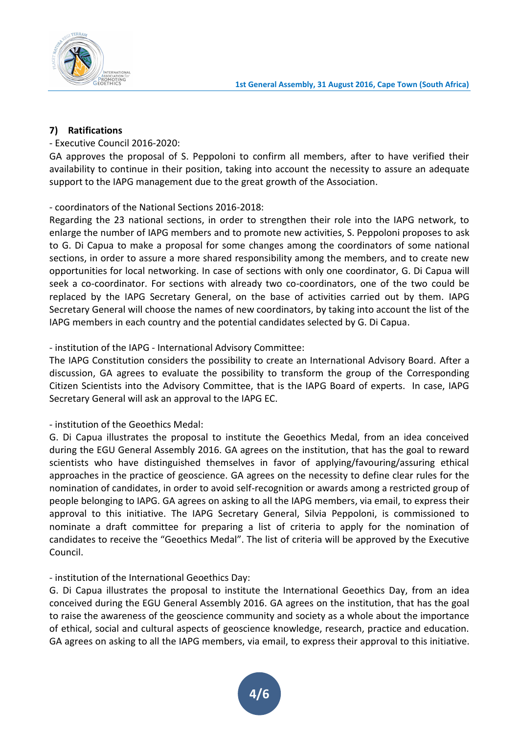## 7) Ratifications

- Executive Council 2016-2020:

GA approves the proposal of S. Peppoloni to confirm all members, after to have verified their availability to continue in their position, taking into account the necessity to assure an adequate support to the IAPG management due to the great growth of the Association.

- coordinators of the National Sections 2016-2018:

Regarding the 23 national sections, in order to strengthen their role into the IAPG network, to enlarge the number of IAPG members and to promote new activities, S. Peppoloni proposes to ask to G. Di Capua to make a proposal for some changes among the coordinators of some national sections, in order to assure a more shared responsibility among the members, and to create new opportunities for local networking. In case of sections with only one coordinator, G. Di Capua will seek a co-coordinator. For sections with already two co-coordinators, one of the two could be replaced by the IAPG Secretary General, on the base of activities carried out by them. IAPG Secretary General will choose the names of new coordinators, by taking into account the list of the IAPG members in each country and the potential candidates selected by G. Di Capua.

- institution of the IAPG - International Advisory Committee:

The IAPG Constitution considers the possibility to create an International Advisory Board. After a discussion, GA agrees to evaluate the possibility to transform the group of the Corresponding Citizen Scientists into the Advisory Committee, that is the IAPG Board of experts. In case, IAPG Secretary General will ask an approval to the IAPG EC.

- institution of the Geoethics Medal:

G. Di Capua illustrates the proposal to institute the Geoethics Medal, from an idea conceived during the EGU General Assembly 2016. GA agrees on the institution, that has the goal to reward scientists who have distinguished themselves in favor of applying/favouring/assuring ethical approaches in the practice of geoscience. GA agrees on the necessity to define clear rules for the nomination of candidates, in order to avoid self-recognition or awards among a restricted group of people belonging to IAPG. GA agrees on asking to all the IAPG members, via email, to express their approval to this initiative. The IAPG Secretary General, Silvia Peppoloni, is commissioned to nominate a draft committee for preparing a list of criteria to apply for the nomination of candidates to receive the "Geoethics Medal". The list of criteria will be approved by the Executive Council.

- institution of the International Geoethics Day:

G. Di Capua illustrates the proposal to institute the International Geoethics Day, from an idea conceived during the EGU General Assembly 2016. GA agrees on the institution, that has the goal to raise the awareness of the geoscience community and society as a whole about the importance of ethical, social and cultural aspects of geoscience knowledge, research, practice and education. GA agrees on asking to all the IAPG members, via email, to express their approval to this initiative.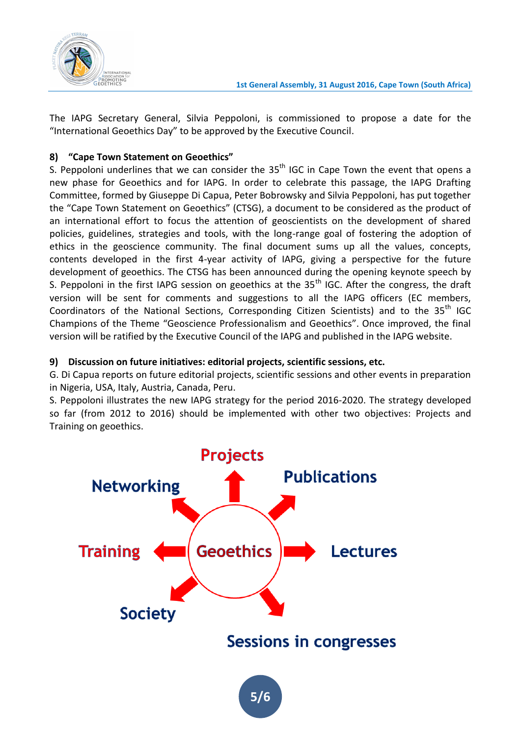The IAPG Secretary General, Silvia Peppoloni, is commissioned to propose a date for the "International Geoethics Day" to be approved by the Executive Council.

**8) "Cape Town Statement on Geoethics"**

S. Peppoloni underlines that we can consider the 35th IGC in Cape Town the event that opens a new phase for Geoethics and for IAPG. In order to celebrate this passage, the IAPG Drafting Committee, formed by Giuseppe Di Capua, Peter Bobrowsky and Silvia Peppoloni, has put together the "Cape Town Statement on Geoethics" (CTSG), a document to be considered as the product of an international effort to focus the attention of geoscientists on the development of shared policies, guidelines, strategies and tools, with the long-range goal of fostering the adoption of ethics in the geoscience community. The final document sums up all the values, concepts, contents developed in the first 4-year activity of IAPG, giving a perspective for the future development of geoethics. The CTSG has been announced during the opening keynote speech by S. Peppoloni in the first IAPG session on geoethics at the 35th IGC. After the congress, the draft version will be sent for comments and suggestions to all the IAPG officers (EC members, Coordinators of the National Sections, Corresponding Citizen Scientists) and to the 35th IGC Champions of the Theme "Geoscience Professionalism and Geoethics". Once improved, the final version will be ratified by the Executive Council of the IAPG and published in the IAPG website.

**9) Discussion on future initiatives: editorial projects, scientific sessions, etc.**

G. Di Capua reports on future editorial projects, scientific sessions and other events in preparation in Nigeria, USA, Italy, Austria, Canada, Peru.

S. Peppoloni illustrates the new IAPG strategy for the period 2016-2020. The strategy developed so far (from 2012 to 2016) should be implemented with other two objectives: Projects and Training on geoethics.

Geoethics → Projects, Publications, Lectures, Sessions in congresses, Society, Training, Networking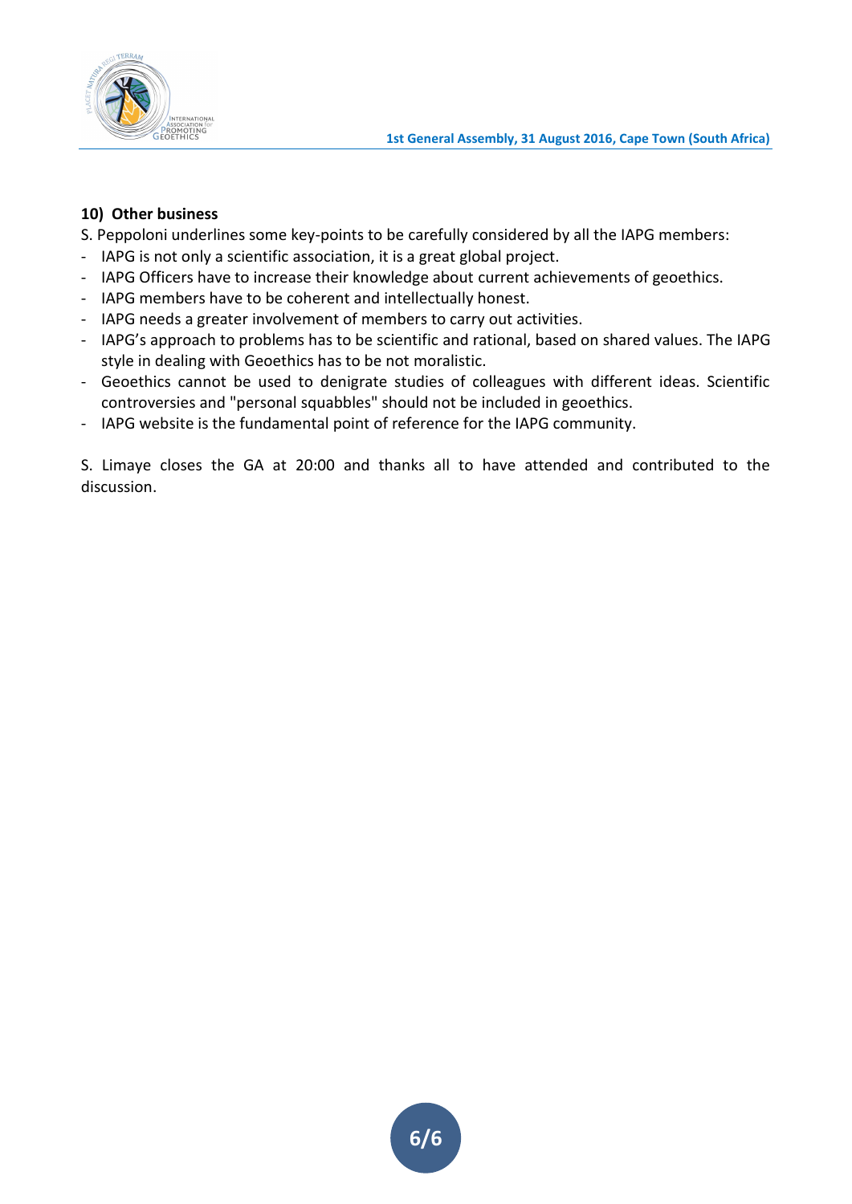### 10) Other business

S. Peppoloni underlines some key-points to be carefully considered by all the IAPG members:

- IAPG is not only a scientific association, it is a great global project.
- IAPG Officers have to increase their knowledge about current achievements of geoethics.
- IAPG members have to be coherent and intellectually honest.
- IAPG needs a greater involvement of members to carry out activities.
- IAPG's approach to problems has to be scientific and rational, based on shared values. The IAPG style in dealing with Geoethics has to be not moralistic.
- Geoethics cannot be used to denigrate studies of colleagues with different ideas. Scientific controversies and "personal squabbles" should not be included in geoethics.
- IAPG website is the fundamental point of reference for the IAPG community.

S. Limaye closes the GA at 20:00 and thanks all to have attended and contributed to the discussion.